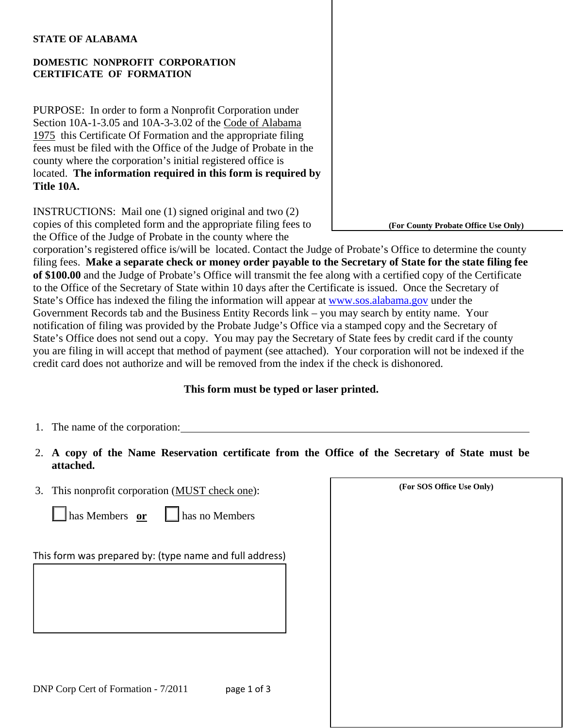**STATE OF ALABAMA**

**DOMESTIC NONPROFIT CORPORATION CERTIFICATE OF FORMATION**

(For County Probate Office Use Only)

PURPOSE: In order to form a Nonprofit Corporation under Section 10A-1-3.05 and 10A-3-3.02 of the Code of Alabama 1975 this Certificate Of Formation and the appropriate filing fees must be filed with the Office of the Judge of Probate in the county where the corporation's initial registered office is located. **The information required in this form is required by Title 10A.**

INSTRUCTIONS: Mail one (1) signed original and two (2) copies of this completed form and the appropriate filing fees to the Office of the Judge of Probate in the county where the corporation's registered office is/will be located. Contact the Judge of Probate's Office to determine the county filing fees. **Make a separate check or money order payable to the Secretary of State for the state filing fee of $100.00** and the Judge of Probate's Office will transmit the fee along with a certified copy of the Certificate to the Office of the Secretary of State within 10 days after the Certificate is issued. Once the Secretary of State's Office has indexed the filing the information will appear at www.sos.alabama.gov under the Government Records tab and the Business Entity Records link – you may search by entity name. Your notification of filing was provided by the Probate Judge's Office via a stamped copy and the Secretary of State's Office does not send out a copy. You may pay the Secretary of State fees by credit card if the county you are filing in will accept that method of payment (see attached). Your corporation will not be indexed if the credit card does not authorize and will be removed from the index if the check is dishonored.

**This form must be typed or laser printed.**

1. The name of the corporation: ______________________________________________

2. **A copy of the Name Reservation certificate from the Office of the Secretary of State must be attached.**

3. This nonprofit corporation (MUST check one):

   ☐ has Members **or** ☐ has no Members

(For SOS Office Use Only)

This form was prepared by: (type name and full address)

DNP Corp Cert of Formation - 7/2011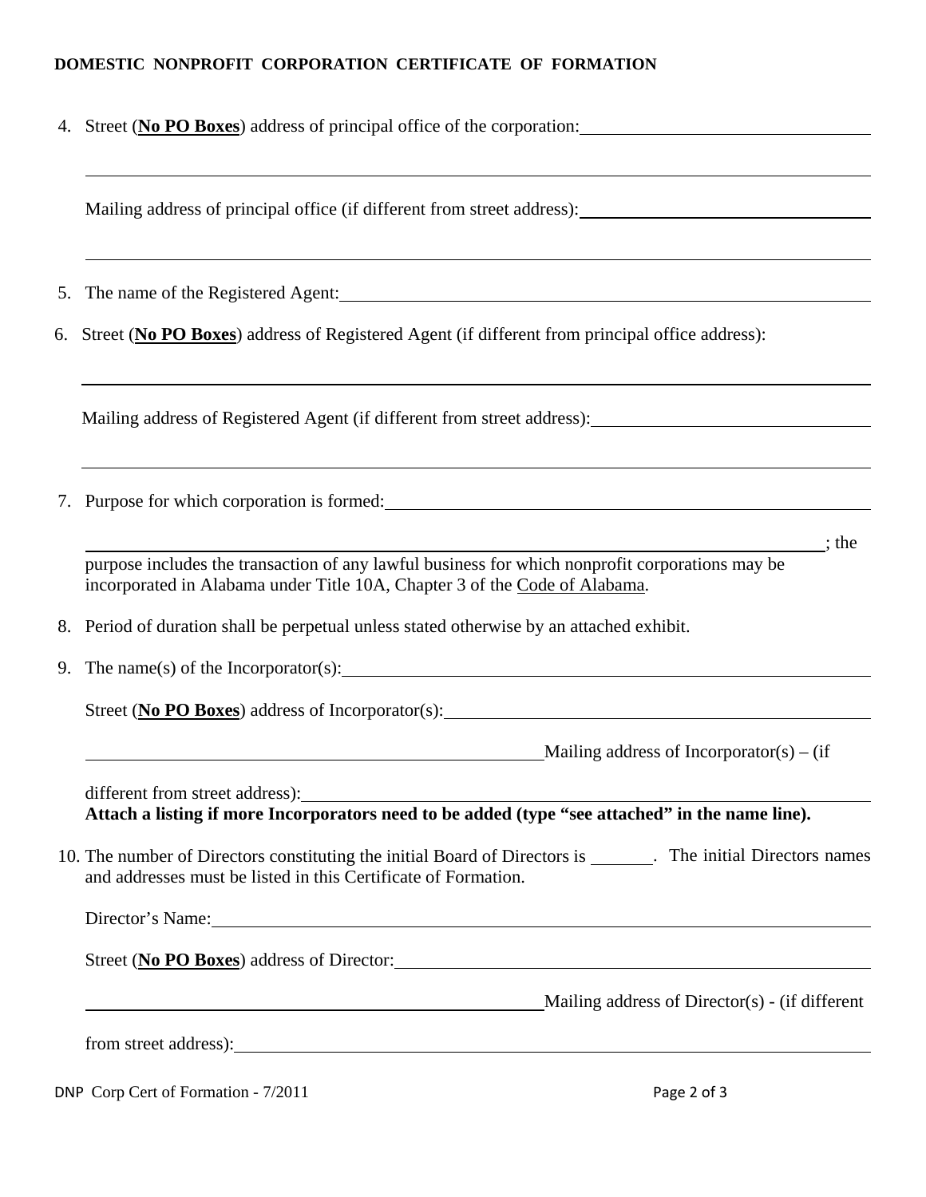**DOMESTIC NONPROFIT CORPORATION CERTIFICATE OF FORMATION**

4. Street (**No PO Boxes**) address of principal office of the corporation: \_\_\_\_\_\_\_\_\_\_\_\_\_\_\_\_\_\_\_\_\_\_\_\_\_\_\_\_\_\_\_\_

   \_\_\_\_\_\_\_\_\_\_\_\_\_\_\_\_\_\_\_\_\_\_\_\_\_\_\_\_\_\_\_\_\_\_\_\_\_\_\_\_\_\_\_\_\_\_\_\_\_\_\_\_\_\_\_\_\_\_\_\_\_\_\_\_\_\_\_\_\_\_\_\_\_\_\_\_\_\_\_\_\_\_\_\_\_\_

   Mailing address of principal office (if different from street address): \_\_\_\_\_\_\_\_\_\_\_\_\_\_\_\_\_\_\_\_\_\_\_\_\_\_\_\_\_\_\_\_

   \_\_\_\_\_\_\_\_\_\_\_\_\_\_\_\_\_\_\_\_\_\_\_\_\_\_\_\_\_\_\_\_\_\_\_\_\_\_\_\_\_\_\_\_\_\_\_\_\_\_\_\_\_\_\_\_\_\_\_\_\_\_\_\_\_\_\_\_\_\_\_\_\_\_\_\_\_\_\_\_\_\_\_\_\_\_

5. The name of the Registered Agent: \_\_\_\_\_\_\_\_\_\_\_\_\_\_\_\_\_\_\_\_\_\_\_\_\_\_\_\_\_\_\_\_\_\_\_\_\_\_\_\_\_\_\_\_\_\_\_\_\_\_\_\_\_\_\_\_\_\_\_\_

6. Street (**No PO Boxes**) address of Registered Agent (if different from principal office address):

   \_\_\_\_\_\_\_\_\_\_\_\_\_\_\_\_\_\_\_\_\_\_\_\_\_\_\_\_\_\_\_\_\_\_\_\_\_\_\_\_\_\_\_\_\_\_\_\_\_\_\_\_\_\_\_\_\_\_\_\_\_\_\_\_\_\_\_\_\_\_\_\_\_\_\_\_\_\_\_\_\_\_\_\_\_\_

   Mailing address of Registered Agent (if different from street address): \_\_\_\_\_\_\_\_\_\_\_\_\_\_\_\_\_\_\_\_\_\_\_\_\_\_\_\_\_\_

   \_\_\_\_\_\_\_\_\_\_\_\_\_\_\_\_\_\_\_\_\_\_\_\_\_\_\_\_\_\_\_\_\_\_\_\_\_\_\_\_\_\_\_\_\_\_\_\_\_\_\_\_\_\_\_\_\_\_\_\_\_\_\_\_\_\_\_\_\_\_\_\_\_\_\_\_\_\_\_\_\_\_\_\_\_\_

7. Purpose for which corporation is formed: \_\_\_\_\_\_\_\_\_\_\_\_\_\_\_\_\_\_\_\_\_\_\_\_\_\_\_\_\_\_\_\_\_\_\_\_\_\_\_\_\_\_\_\_\_\_\_\_\_\_\_\_\_\_

   \_\_\_\_\_\_\_\_\_\_\_\_\_\_\_\_\_\_\_\_\_\_\_\_\_\_\_\_\_\_\_\_\_\_\_\_\_\_\_\_\_\_\_\_\_\_\_\_\_\_\_\_\_\_\_\_\_\_\_\_\_\_\_\_\_\_\_\_\_\_\_\_\_\_\_\_\_\_\_; the purpose includes the transaction of any lawful business for which nonprofit corporations may be incorporated in Alabama under Title 10A, Chapter 3 of the Code of Alabama.

8. Period of duration shall be perpetual unless stated otherwise by an attached exhibit.

9. The name(s) of the Incorporator(s): \_\_\_\_\_\_\_\_\_\_\_\_\_\_\_\_\_\_\_\_\_\_\_\_\_\_\_\_\_\_\_\_\_\_\_\_\_\_\_\_\_\_\_\_\_\_\_\_\_\_\_\_\_\_\_\_\_\_\_\_

   Street (**No PO Boxes**) address of Incorporator(s): \_\_\_\_\_\_\_\_\_\_\_\_\_\_\_\_\_\_\_\_\_\_\_\_\_\_\_\_\_\_\_\_\_\_\_\_\_\_\_\_\_\_\_\_\_\_\_\_

   \_\_\_\_\_\_\_\_\_\_\_\_\_\_\_\_\_\_\_\_\_\_\_\_\_\_\_\_\_\_\_\_\_\_\_\_\_\_\_\_\_\_\_\_\_\_\_\_\_\_ Mailing address of Incorporator(s) – (if different from street address): \_\_\_\_\_\_\_\_\_\_\_\_\_\_\_\_\_\_\_\_\_\_\_\_\_\_\_\_\_\_\_\_\_\_\_\_\_\_\_\_\_\_\_\_\_\_\_\_\_\_\_\_\_\_\_\_\_\_\_\_

   **Attach a listing if more Incorporators need to be added (type "see attached" in the name line).**

10. The number of Directors constituting the initial Board of Directors is \_\_\_\_\_\_\_. The initial Directors names and addresses must be listed in this Certificate of Formation.

    Director's Name: \_\_\_\_\_\_\_\_\_\_\_\_\_\_\_\_\_\_\_\_\_\_\_\_\_\_\_\_\_\_\_\_\_\_\_\_\_\_\_\_\_\_\_\_\_\_\_\_\_\_\_\_\_\_\_\_\_\_\_\_\_\_\_\_\_\_\_\_\_\_\_\_\_\_

    Street (**No PO Boxes**) address of Director: \_\_\_\_\_\_\_\_\_\_\_\_\_\_\_\_\_\_\_\_\_\_\_\_\_\_\_\_\_\_\_\_\_\_\_\_\_\_\_\_\_\_\_\_\_\_\_\_\_\_\_\_\_\_

    \_\_\_\_\_\_\_\_\_\_\_\_\_\_\_\_\_\_\_\_\_\_\_\_\_\_\_\_\_\_\_\_\_\_\_\_\_\_\_\_\_\_\_\_\_\_\_\_\_\_ Mailing address of Director(s) - (if different from street address): \_\_\_\_\_\_\_\_\_\_\_\_\_\_\_\_\_\_\_\_\_\_\_\_\_\_\_\_\_\_\_\_\_\_\_\_\_\_\_\_\_\_\_\_\_\_\_\_\_\_\_\_\_\_\_\_\_\_\_\_\_\_\_\_\_\_

DNP Corp Cert of Formation - 7/2011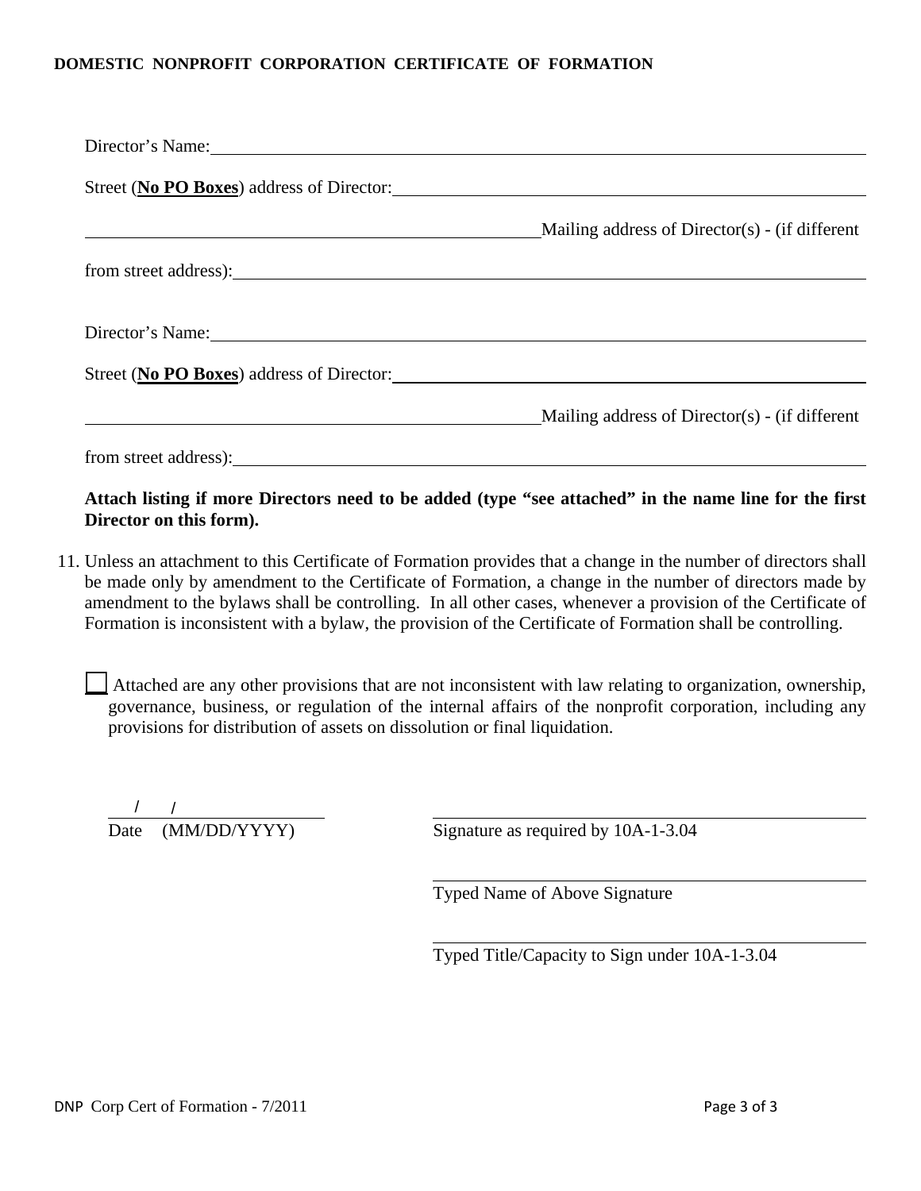**DOMESTIC NONPROFIT CORPORATION CERTIFICATE OF FORMATION**

Director's Name: ______________________________________________

Street (**No PO Boxes**) address of Director: ______________________________

______________________________ Mailing address of Director(s) - (if different from street address): ______________________________

Director's Name: ______________________________________________

Street (**No PO Boxes**) address of Director: ______________________________

______________________________ Mailing address of Director(s) - (if different from street address): ______________________________

**Attach listing if more Directors need to be added (type "see attached" in the name line for the first Director on this form).**

11. Unless an attachment to this Certificate of Formation provides that a change in the number of directors shall be made only by amendment to the Certificate of Formation, a change in the number of directors made by amendment to the bylaws shall be controlling. In all other cases, whenever a provision of the Certificate of Formation is inconsistent with a bylaw, the provision of the Certificate of Formation shall be controlling.

☐ Attached are any other provisions that are not inconsistent with law relating to organization, ownership, governance, business, or regulation of the internal affairs of the nonprofit corporation, including any provisions for distribution of assets on dissolution or final liquidation.

____ / ____ / ________
Date (MM/DD/YYYY)

______________________________
Signature as required by 10A-1-3.04

______________________________
Typed Name of Above Signature

______________________________
Typed Title/Capacity to Sign under 10A-1-3.04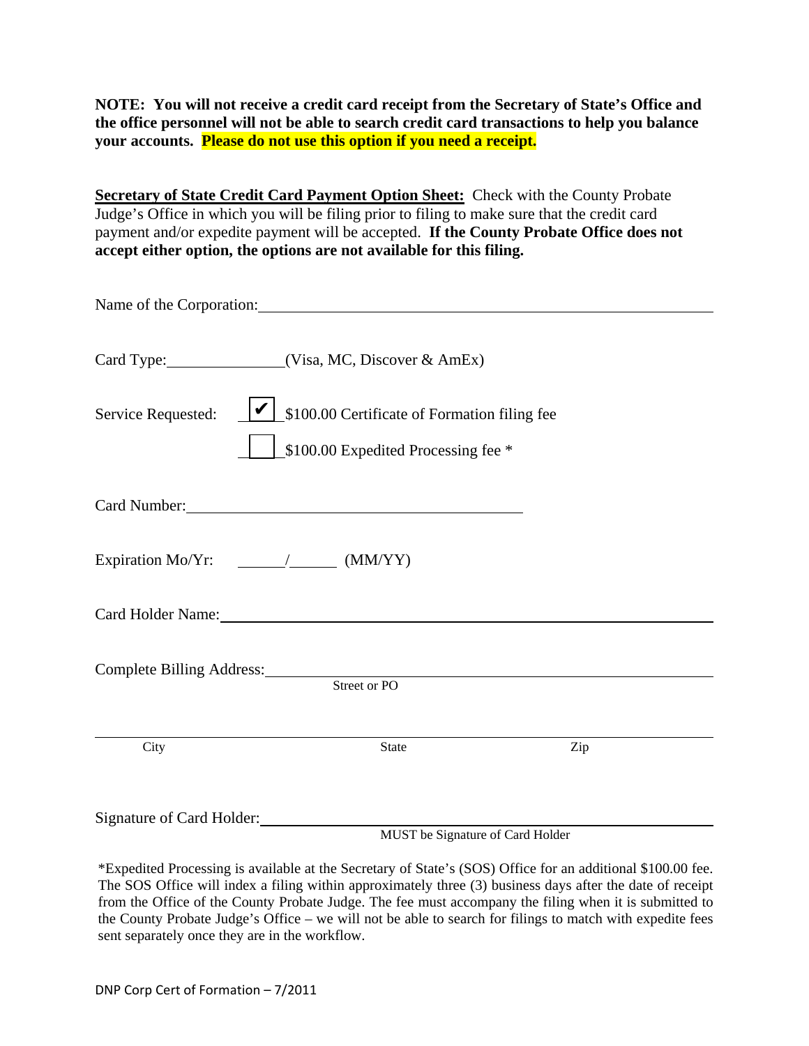**NOTE: You will not receive a credit card receipt from the Secretary of State's Office and the office personnel will not be able to search credit card transactions to help you balance your accounts. Please do not use this option if you need a receipt.**

**Secretary of State Credit Card Payment Option Sheet:** Check with the County Probate Judge's Office in which you will be filing prior to filing to make sure that the credit card payment and/or expedite payment will be accepted. **If the County Probate Office does not accept either option, the options are not available for this filing.**

Name of the Corporation: ______________________________________________

Card Type: ______________ (Visa, MC, Discover & AmEx)

Service Requested: ☑ $100.00 Certificate of Formation filing fee

☐ $100.00 Expedited Processing fee *

Card Number: ______________________________________

Expiration Mo/Yr: ______/______ (MM/YY)

Card Holder Name: ______________________________________________

Complete Billing Address: ______________________________________________
Street or PO

______________________________________________
City State Zip

Signature of Card Holder: ______________________________________________
MUST be Signature of Card Holder

*Expedited Processing is available at the Secretary of State's (SOS) Office for an additional $100.00 fee. The SOS Office will index a filing within approximately three (3) business days after the date of receipt from the Office of the County Probate Judge. The fee must accompany the filing when it is submitted to the County Probate Judge's Office – we will not be able to search for filings to match with expedite fees sent separately once they are in the workflow.

DNP Corp Cert of Formation – 7/2011